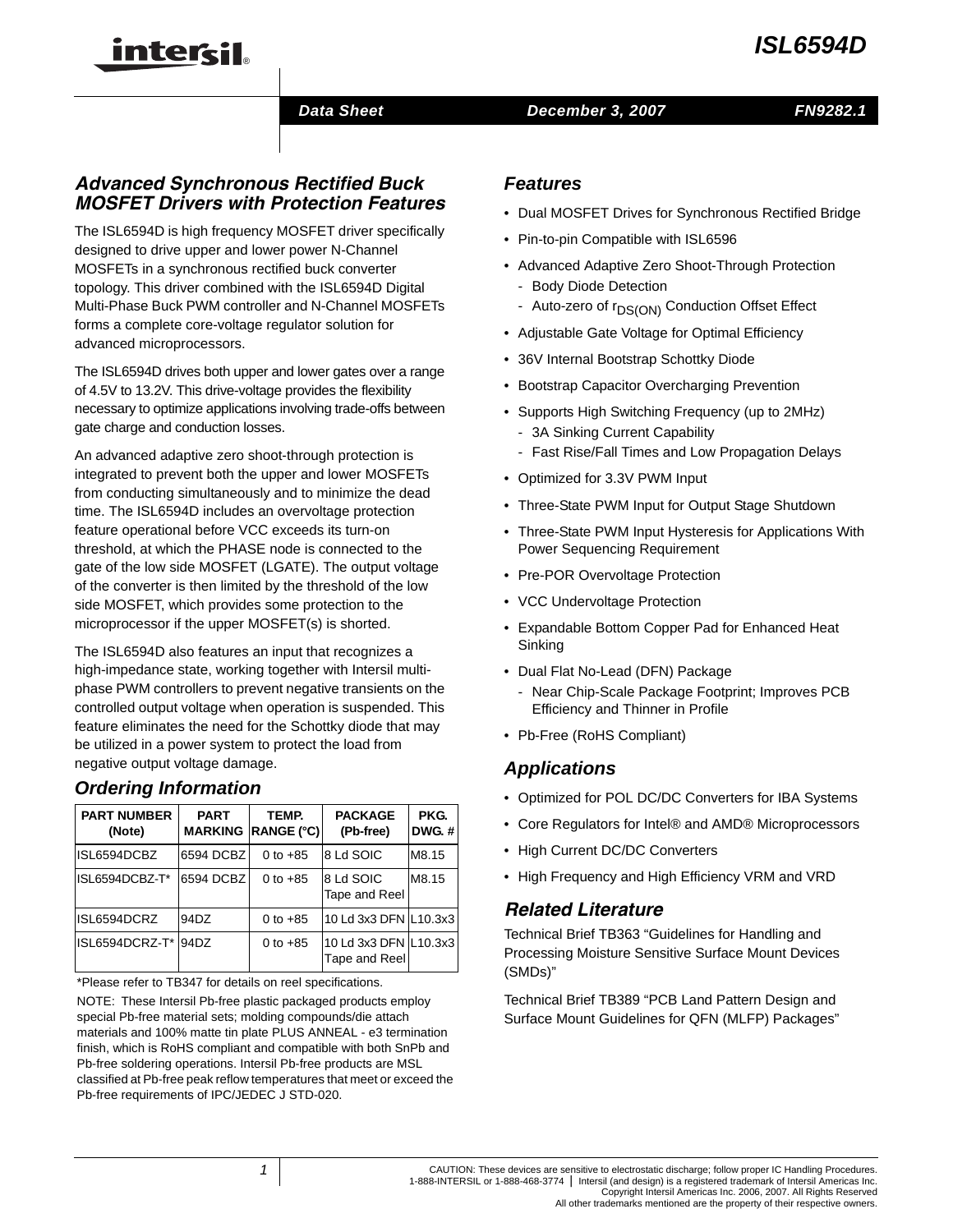# ISL6594D

Data Sheet | December 3, 2007 | FN9282.1

## Advanced Synchronous Rectified Buck MOSFET Drivers with Protection Features

The ISL6594D is high frequency MOSFET driver specifically designed to drive upper and lower power N-Channel MOSFETs in a synchronous rectified buck converter topology. This driver combined with the ISL6594D Digital Multi-Phase Buck PWM controller and N-Channel MOSFETs forms a complete core-voltage regulator solution for advanced microprocessors.

The ISL6594D drives both upper and lower gates over a range of 4.5V to 13.2V. This drive-voltage provides the flexibility necessary to optimize applications involving trade-offs between gate charge and conduction losses.

An advanced adaptive zero shoot-through protection is integrated to prevent both the upper and lower MOSFETs from conducting simultaneously and to minimize the dead time. The ISL6594D includes an overvoltage protection feature operational before VCC exceeds its turn-on threshold, at which the PHASE node is connected to the gate of the low side MOSFET (LGATE). The output voltage of the converter is then limited by the threshold of the low side MOSFET, which provides some protection to the microprocessor if the upper MOSFET(s) is shorted.

The ISL6594D also features an input that recognizes a high-impedance state, working together with Intersil multi-phase PWM controllers to prevent negative transients on the controlled output voltage when operation is suspended. This feature eliminates the need for the Schottky diode that may be utilized in a power system to protect the load from negative output voltage damage.

## Ordering Information

| PART NUMBER (Note) | PART MARKING | TEMP. RANGE (°C) | PACKAGE (Pb-free) | PKG. DWG. # |
|---|---|---|---|---|
| ISL6594DCBZ | 6594 DCBZ | 0 to +85 | 8 Ld SOIC | M8.15 |
| ISL6594DCBZ-T* | 6594 DCBZ | 0 to +85 | 8 Ld SOIC Tape and Reel | M8.15 |
| ISL6594DCRZ | 94DZ | 0 to +85 | 10 Ld 3x3 DFN | L10.3x3 |
| ISL6594DCRZ-T* | 94DZ | 0 to +85 | 10 Ld 3x3 DFN Tape and Reel | L10.3x3 |

*Please refer to TB347 for details on reel specifications.

NOTE: These Intersil Pb-free plastic packaged products employ special Pb-free material sets; molding compounds/die attach materials and 100% matte tin plate PLUS ANNEAL - e3 termination finish, which is RoHS compliant and compatible with both SnPb and Pb-free soldering operations. Intersil Pb-free products are MSL classified at Pb-free peak reflow temperatures that meet or exceed the Pb-free requirements of IPC/JEDEC J STD-020.

## Features

- Dual MOSFET Drives for Synchronous Rectified Bridge
- Pin-to-pin Compatible with ISL6596
- Advanced Adaptive Zero Shoot-Through Protection
  - Body Diode Detection
  - Auto-zero of $r_{DS(ON)}$ Conduction Offset Effect
- Adjustable Gate Voltage for Optimal Efficiency
- 36V Internal Bootstrap Schottky Diode
- Bootstrap Capacitor Overcharging Prevention
- Supports High Switching Frequency (up to 2MHz)
  - 3A Sinking Current Capability
  - Fast Rise/Fall Times and Low Propagation Delays
- Optimized for 3.3V PWM Input
- Three-State PWM Input for Output Stage Shutdown
- Three-State PWM Input Hysteresis for Applications With Power Sequencing Requirement
- Pre-POR Overvoltage Protection
- VCC Undervoltage Protection
- Expandable Bottom Copper Pad for Enhanced Heat Sinking
- Dual Flat No-Lead (DFN) Package
  - Near Chip-Scale Package Footprint; Improves PCB Efficiency and Thinner in Profile
- Pb-Free (RoHS Compliant)

## Applications

- Optimized for POL DC/DC Converters for IBA Systems
- Core Regulators for Intel® and AMD® Microprocessors
- High Current DC/DC Converters
- High Frequency and High Efficiency VRM and VRD

## Related Literature

Technical Brief TB363 "Guidelines for Handling and Processing Moisture Sensitive Surface Mount Devices (SMDs)"

Technical Brief TB389 "PCB Land Pattern Design and Surface Mount Guidelines for QFN (MLFP) Packages"

CAUTION: These devices are sensitive to electrostatic discharge; follow proper IC Handling Procedures.
1-888-INTERSIL or 1-888-468-3774 | Intersil (and design) is a registered trademark of Intersil Americas Inc.
Copyright Intersil Americas Inc. 2006, 2007. All Rights Reserved
All other trademarks mentioned are the property of their respective owners.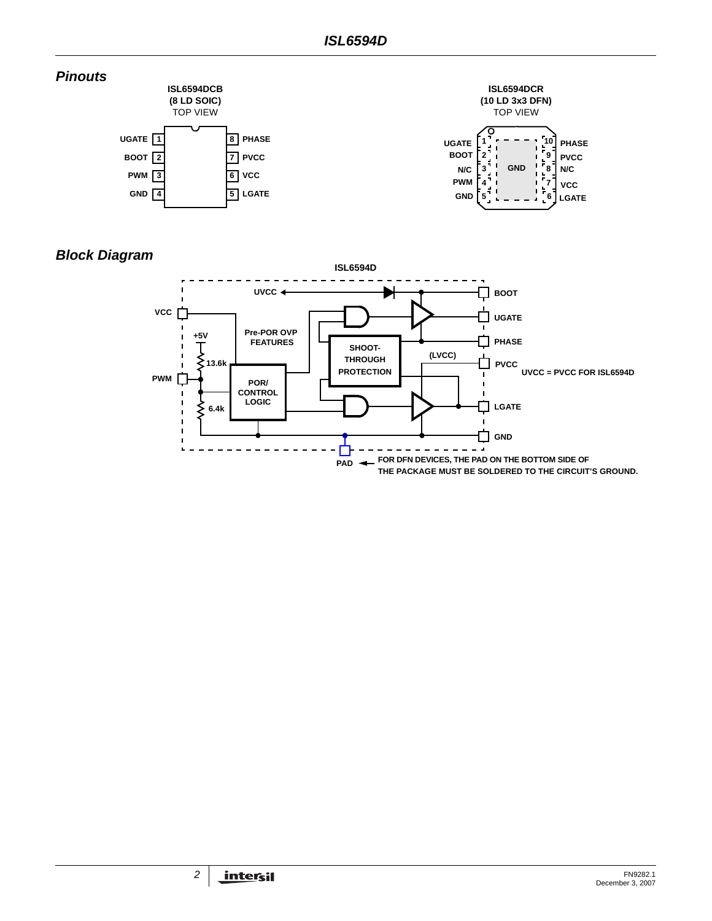## Pinouts

**ISL6594DCB (8 LD SOIC)**
TOP VIEW

| Pin | Name | Pin | Name |
|---|---|---|---|
| 1 | UGATE | 8 | PHASE |
| 2 | BOOT | 7 | PVCC |
| 3 | PWM | 6 | VCC |
| 4 | GND | 5 | LGATE |

**ISL6594DCR (10 LD 3x3 DFN)**
TOP VIEW

| Pin | Name | Pin | Name |
|---|---|---|---|
| 1 | UGATE | 10 | PHASE |
| 2 | BOOT | 9 | PVCC |
| 3 | N/C | 8 | N/C |
| 4 | PWM | 7 | VCC |
| 5 | GND | 6 | LGATE |

GND (exposed pad)

## Block Diagram

ISL6594D

UVCC, BOOT, VCC, UGATE, +5V, Pre-POR OVP FEATURES, PHASE, SHOOT-THROUGH PROTECTION, (LVCC), PVCC, 13.6k, PWM, POR/CONTROL LOGIC, 6.4k, LGATE, GND, PAD

UVCC = PVCC FOR ISL6594D

FOR DFN DEVICES, THE PAD ON THE BOTTOM SIDE OF THE PACKAGE MUST BE SOLDERED TO THE CIRCUIT'S GROUND.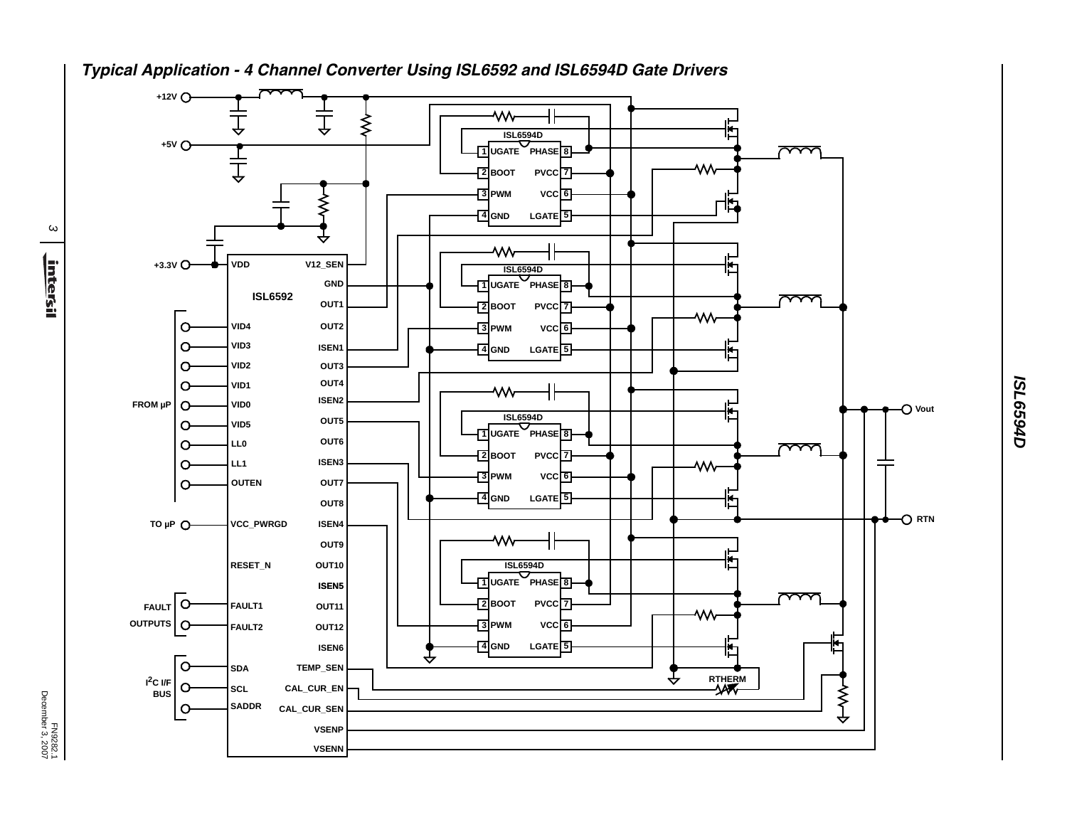## Typical Application - 4 Channel Converter Using ISL6592 and ISL6594D Gate Drivers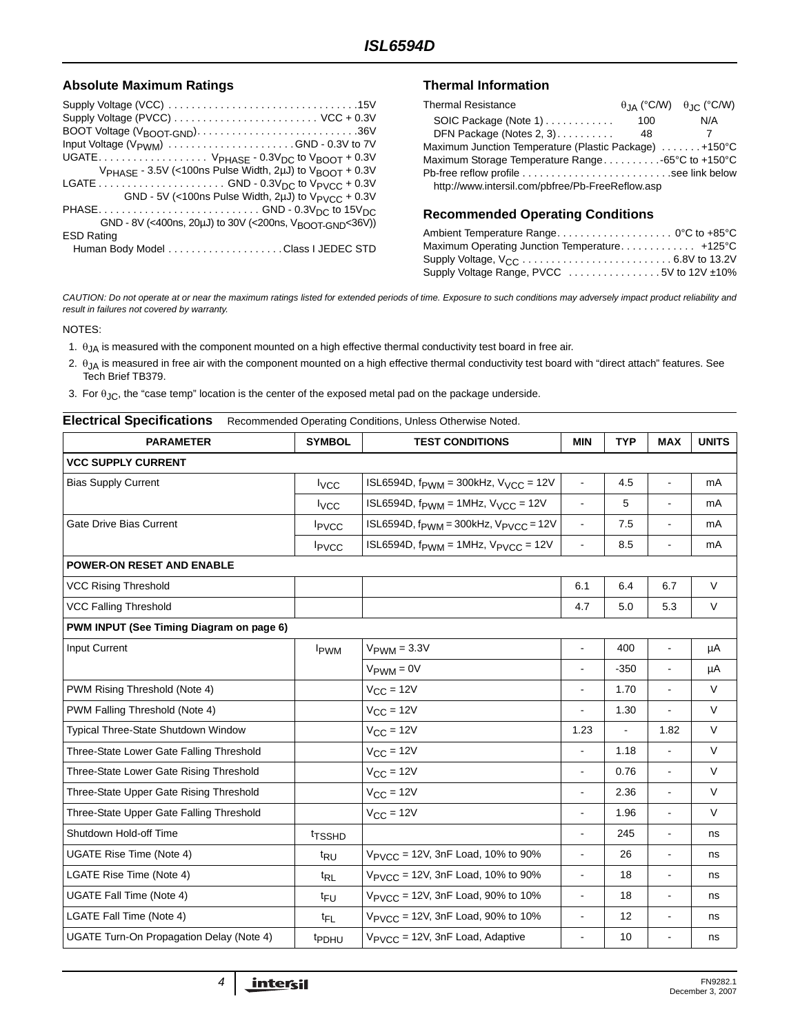## Absolute Maximum Ratings

Supply Voltage (VCC) . . . . . . . . . . . . . . . . . . . . . . . . . . . . . . . . .15V
Supply Voltage (PVCC) . . . . . . . . . . . . . . . . . . . . . . . . . VCC + 0.3V
BOOT Voltage ($V_{BOOT-GND}$). . . . . . . . . . . . . . . . . . . . . . . . . . . .36V
Input Voltage ($V_{PWM}$) . . . . . . . . . . . . . . . . . . . . . . GND - 0.3V to 7V
UGATE. . . . . . . . . . . . . . . . . . . $V_{PHASE}$ - 0.3$V_{DC}$ to $V_{BOOT}$ + 0.3V
$V_{PHASE}$ - 3.5V (<100ns Pulse Width, 2µJ) to $V_{BOOT}$ + 0.3V
LGATE . . . . . . . . . . . . . . . . . . . . . . GND - 0.3$V_{DC}$ to $V_{PVCC}$ + 0.3V
GND - 5V (<100ns Pulse Width, 2µJ) to $V_{PVCC}$ + 0.3V
PHASE. . . . . . . . . . . . . . . . . . . . . . . . . . . . GND - 0.3$V_{DC}$ to 15$V_{DC}$
GND - 8V (<400ns, 20µJ) to 30V (<200ns, $V_{BOOT-GND}$<36V))
ESD Rating
Human Body Model . . . . . . . . . . . . . . . . . . . . Class I JEDEC STD

## Thermal Information

| Thermal Resistance | $\theta_{JA}$ (°C/W) | $\theta_{JC}$ (°C/W) |
|---|---|---|
| SOIC Package (Note 1) | 100 | N/A |
| DFN Package (Notes 2, 3) | 48 | 7 |

Maximum Junction Temperature (Plastic Package) . . . . . . . +150°C
Maximum Storage Temperature Range . . . . . . . . . . -65°C to +150°C
Pb-free reflow profile . . . . . . . . . . . . . . . . . . . . . . . . . .see link below
http://www.intersil.com/pbfree/Pb-FreeReflow.asp

## Recommended Operating Conditions

Ambient Temperature Range. . . . . . . . . . . . . . . . . . . . 0°C to +85°C
Maximum Operating Junction Temperature. . . . . . . . . . . . . +125°C
Supply Voltage, $V_{CC}$ . . . . . . . . . . . . . . . . . . . . . . . . . . 6.8V to 13.2V
Supply Voltage Range, PVCC . . . . . . . . . . . . . . . . 5V to 12V ±10%

*CAUTION: Do not operate at or near the maximum ratings listed for extended periods of time. Exposure to such conditions may adversely impact product reliability and result in failures not covered by warranty.*

NOTES:

1. $\theta_{JA}$ is measured with the component mounted on a high effective thermal conductivity test board in free air.
2. $\theta_{JA}$ is measured in free air with the component mounted on a high effective thermal conductivity test board with "direct attach" features. See Tech Brief TB379.
3. For $\theta_{JC}$, the "case temp" location is the center of the exposed metal pad on the package underside.

## Electrical Specifications

Recommended Operating Conditions, Unless Otherwise Noted.

| PARAMETER | SYMBOL | TEST CONDITIONS | MIN | TYP | MAX | UNITS |
|---|---|---|---|---|---|---|
| **VCC SUPPLY CURRENT** | | | | | | |
| Bias Supply Current | $I_{VCC}$ | ISL6594D, $f_{PWM}$ = 300kHz, $V_{VCC}$ = 12V | - | 4.5 | - | mA |
| | $I_{VCC}$ | ISL6594D, $f_{PWM}$ = 1MHz, $V_{VCC}$ = 12V | - | 5 | - | mA |
| Gate Drive Bias Current | $I_{PVCC}$ | ISL6594D, $f_{PWM}$ = 300kHz, $V_{PVCC}$ = 12V | - | 7.5 | - | mA |
| | $I_{PVCC}$ | ISL6594D, $f_{PWM}$ = 1MHz, $V_{PVCC}$ = 12V | - | 8.5 | - | mA |
| **POWER-ON RESET AND ENABLE** | | | | | | |
| VCC Rising Threshold | | | 6.1 | 6.4 | 6.7 | V |
| VCC Falling Threshold | | | 4.7 | 5.0 | 5.3 | V |
| **PWM INPUT (See Timing Diagram on page 6)** | | | | | | |
| Input Current | $I_{PWM}$ | $V_{PWM}$ = 3.3V | - | 400 | - | µA |
| | | $V_{PWM}$ = 0V | - | -350 | - | µA |
| PWM Rising Threshold (Note 4) | | $V_{CC}$ = 12V | - | 1.70 | - | V |
| PWM Falling Threshold (Note 4) | | $V_{CC}$ = 12V | - | 1.30 | - | V |
| Typical Three-State Shutdown Window | | $V_{CC}$ = 12V | 1.23 | - | 1.82 | V |
| Three-State Lower Gate Falling Threshold | | $V_{CC}$ = 12V | - | 1.18 | - | V |
| Three-State Lower Gate Rising Threshold | | $V_{CC}$ = 12V | - | 0.76 | - | V |
| Three-State Upper Gate Rising Threshold | | $V_{CC}$ = 12V | - | 2.36 | - | V |
| Three-State Upper Gate Falling Threshold | | $V_{CC}$ = 12V | - | 1.96 | - | V |
| Shutdown Hold-off Time | $t_{TSSHD}$ | | - | 245 | - | ns |
| UGATE Rise Time (Note 4) | $t_{RU}$ | $V_{PVCC}$ = 12V, 3nF Load, 10% to 90% | - | 26 | - | ns |
| LGATE Rise Time (Note 4) | $t_{RL}$ | $V_{PVCC}$ = 12V, 3nF Load, 10% to 90% | - | 18 | - | ns |
| UGATE Fall Time (Note 4) | $t_{FU}$ | $V_{PVCC}$ = 12V, 3nF Load, 90% to 10% | - | 18 | - | ns |
| LGATE Fall Time (Note 4) | $t_{FL}$ | $V_{PVCC}$ = 12V, 3nF Load, 90% to 10% | - | 12 | - | ns |
| UGATE Turn-On Propagation Delay (Note 4) | $t_{PDHU}$ | $V_{PVCC}$ = 12V, 3nF Load, Adaptive | - | 10 | - | ns |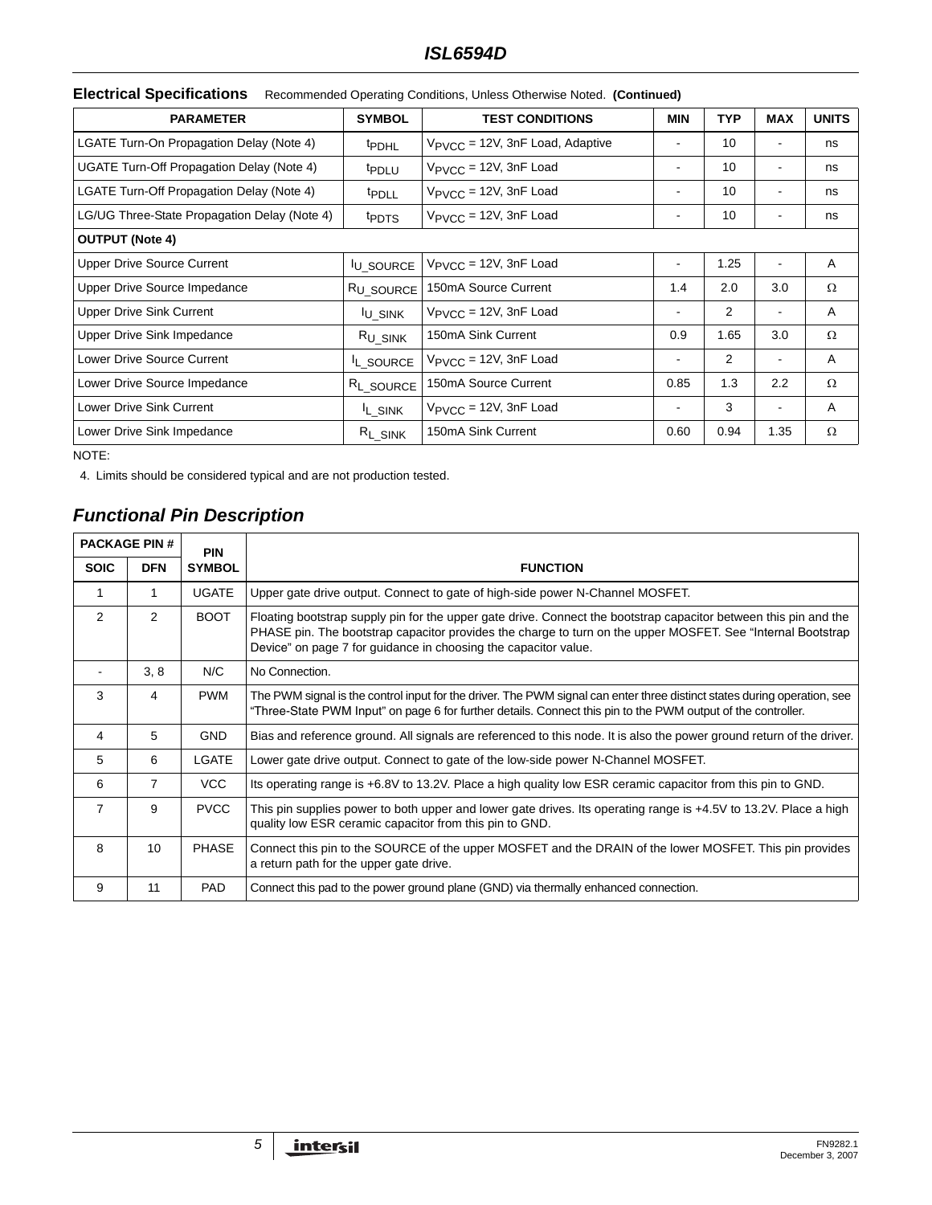## Electrical Specifications

Recommended Operating Conditions, Unless Otherwise Noted. **(Continued)**

| PARAMETER | SYMBOL | TEST CONDITIONS | MIN | TYP | MAX | UNITS |
|---|---|---|---|---|---|---|
| LGATE Turn-On Propagation Delay (Note 4) | $t_{PDHL}$ | $V_{PVCC}$ = 12V, 3nF Load, Adaptive | - | 10 | - | ns |
| UGATE Turn-Off Propagation Delay (Note 4) | $t_{PDLU}$ | $V_{PVCC}$ = 12V, 3nF Load | - | 10 | - | ns |
| LGATE Turn-Off Propagation Delay (Note 4) | $t_{PDLL}$ | $V_{PVCC}$ = 12V, 3nF Load | - | 10 | - | ns |
| LG/UG Three-State Propagation Delay (Note 4) | $t_{PDTS}$ | $V_{PVCC}$ = 12V, 3nF Load | - | 10 | - | ns |
| **OUTPUT (Note 4)** | | | | | | |
| Upper Drive Source Current | $I_{U\_SOURCE}$ | $V_{PVCC}$ = 12V, 3nF Load | - | 1.25 | - | A |
| Upper Drive Source Impedance | $R_{U\_SOURCE}$ | 150mA Source Current | 1.4 | 2.0 | 3.0 | Ω |
| Upper Drive Sink Current | $I_{U\_SINK}$ | $V_{PVCC}$ = 12V, 3nF Load | - | 2 | - | A |
| Upper Drive Sink Impedance | $R_{U\_SINK}$ | 150mA Sink Current | 0.9 | 1.65 | 3.0 | Ω |
| Lower Drive Source Current | $I_{L\_SOURCE}$ | $V_{PVCC}$ = 12V, 3nF Load | - | 2 | - | A |
| Lower Drive Source Impedance | $R_{L\_SOURCE}$ | 150mA Source Current | 0.85 | 1.3 | 2.2 | Ω |
| Lower Drive Sink Current | $I_{L\_SINK}$ | $V_{PVCC}$ = 12V, 3nF Load | - | 3 | - | A |
| Lower Drive Sink Impedance | $R_{L\_SINK}$ | 150mA Sink Current | 0.60 | 0.94 | 1.35 | Ω |

NOTE:

4. Limits should be considered typical and are not production tested.

## *Functional Pin Description*

| PACKAGE PIN # | | PIN | |
|---|---|---|---|
| **SOIC** | **DFN** | **SYMBOL** | **FUNCTION** |
| 1 | 1 | UGATE | Upper gate drive output. Connect to gate of high-side power N-Channel MOSFET. |
| 2 | 2 | BOOT | Floating bootstrap supply pin for the upper gate drive. Connect the bootstrap capacitor between this pin and the PHASE pin. The bootstrap capacitor provides the charge to turn on the upper MOSFET. See "Internal Bootstrap Device" on page 7 for guidance in choosing the capacitor value. |
| - | 3, 8 | N/C | No Connection. |
| 3 | 4 | PWM | The PWM signal is the control input for the driver. The PWM signal can enter three distinct states during operation, see "Three-State PWM Input" on page 6 for further details. Connect this pin to the PWM output of the controller. |
| 4 | 5 | GND | Bias and reference ground. All signals are referenced to this node. It is also the power ground return of the driver. |
| 5 | 6 | LGATE | Lower gate drive output. Connect to gate of the low-side power N-Channel MOSFET. |
| 6 | 7 | VCC | Its operating range is +6.8V to 13.2V. Place a high quality low ESR ceramic capacitor from this pin to GND. |
| 7 | 9 | PVCC | This pin supplies power to both upper and lower gate drives. Its operating range is +4.5V to 13.2V. Place a high quality low ESR ceramic capacitor from this pin to GND. |
| 8 | 10 | PHASE | Connect this pin to the SOURCE of the upper MOSFET and the DRAIN of the lower MOSFET. This pin provides a return path for the upper gate drive. |
| 9 | 11 | PAD | Connect this pad to the power ground plane (GND) via thermally enhanced connection. |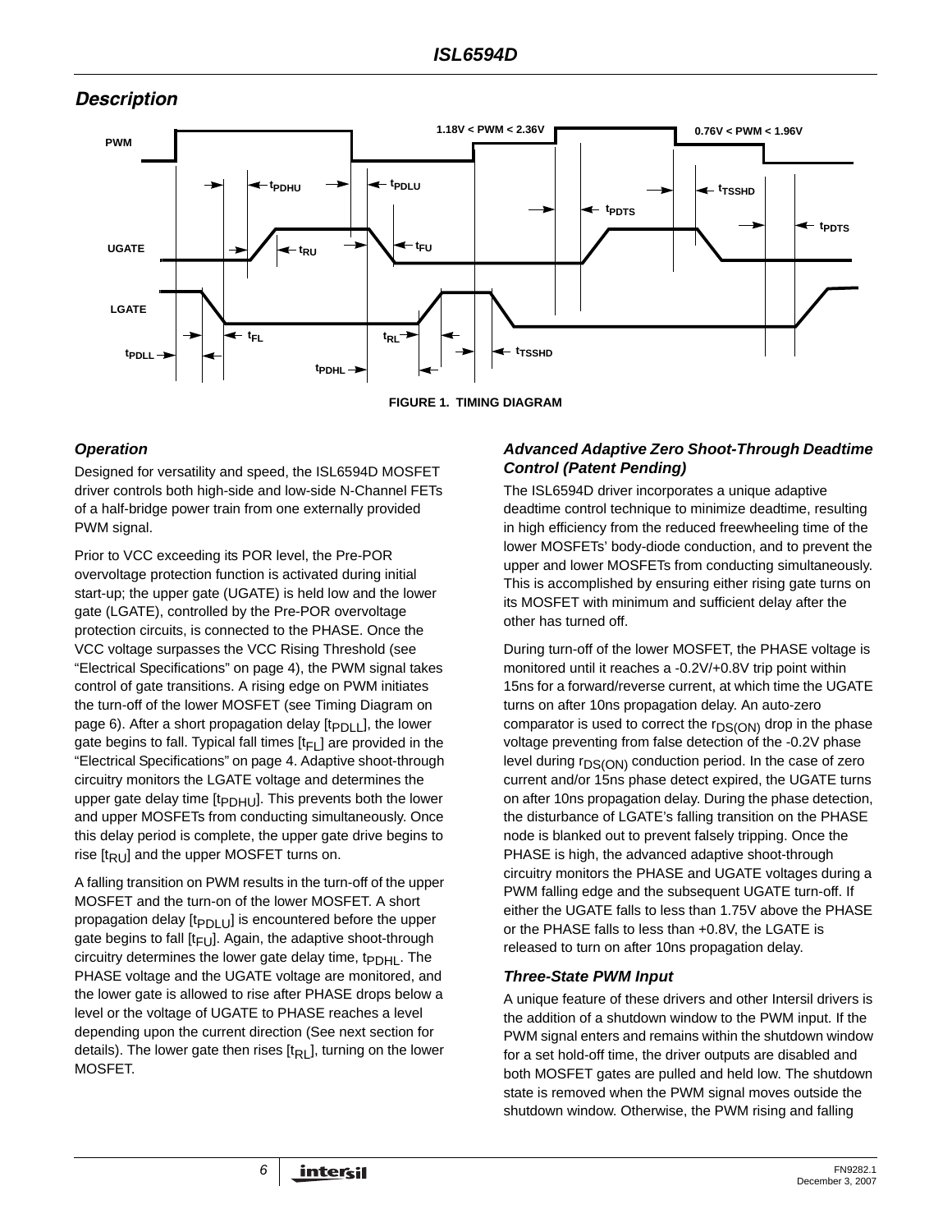## Description

FIGURE 1. TIMING DIAGRAM

### Operation

Designed for versatility and speed, the ISL6594D MOSFET driver controls both high-side and low-side N-Channel FETs of a half-bridge power train from one externally provided PWM signal.

Prior to VCC exceeding its POR level, the Pre-POR overvoltage protection function is activated during initial start-up; the upper gate (UGATE) is held low and the lower gate (LGATE), controlled by the Pre-POR overvoltage protection circuits, is connected to the PHASE. Once the VCC voltage surpasses the VCC Rising Threshold (see "Electrical Specifications" on page 4), the PWM signal takes control of gate transitions. A rising edge on PWM initiates the turn-off of the lower MOSFET (see Timing Diagram on page 6). After a short propagation delay [$t_{PDLL}$], the lower gate begins to fall. Typical fall times [$t_{FL}$] are provided in the "Electrical Specifications" on page 4. Adaptive shoot-through circuitry monitors the LGATE voltage and determines the upper gate delay time [$t_{PDHU}$]. This prevents both the lower and upper MOSFETs from conducting simultaneously. Once this delay period is complete, the upper gate drive begins to rise [$t_{RU}$] and the upper MOSFET turns on.

A falling transition on PWM results in the turn-off of the upper MOSFET and the turn-on of the lower MOSFET. A short propagation delay [$t_{PDLU}$] is encountered before the upper gate begins to fall [$t_{FU}$]. Again, the adaptive shoot-through circuitry determines the lower gate delay time, $t_{PDHL}$. The PHASE voltage and the UGATE voltage are monitored, and the lower gate is allowed to rise after PHASE drops below a level or the voltage of UGATE to PHASE reaches a level depending upon the current direction (See next section for details). The lower gate then rises [$t_{RL}$], turning on the lower MOSFET.

### Advanced Adaptive Zero Shoot-Through Deadtime Control (Patent Pending)

The ISL6594D driver incorporates a unique adaptive deadtime control technique to minimize deadtime, resulting in high efficiency from the reduced freewheeling time of the lower MOSFETs' body-diode conduction, and to prevent the upper and lower MOSFETs from conducting simultaneously. This is accomplished by ensuring either rising gate turns on its MOSFET with minimum and sufficient delay after the other has turned off.

During turn-off of the lower MOSFET, the PHASE voltage is monitored until it reaches a -0.2V/+0.8V trip point within 15ns for a forward/reverse current, at which time the UGATE turns on after 10ns propagation delay. An auto-zero comparator is used to correct the $r_{DS(ON)}$ drop in the phase voltage preventing from false detection of the -0.2V phase level during $r_{DS(ON)}$ conduction period. In the case of zero current and/or 15ns phase detect expired, the UGATE turns on after 10ns propagation delay. During the phase detection, the disturbance of LGATE's falling transition on the PHASE node is blanked out to prevent falsely tripping. Once the PHASE is high, the advanced adaptive shoot-through circuitry monitors the PHASE and UGATE voltages during a PWM falling edge and the subsequent UGATE turn-off. If either the UGATE falls to less than 1.75V above the PHASE or the PHASE falls to less than +0.8V, the LGATE is released to turn on after 10ns propagation delay.

### Three-State PWM Input

A unique feature of these drivers and other Intersil drivers is the addition of a shutdown window to the PWM input. If the PWM signal enters and remains within the shutdown window for a set hold-off time, the driver outputs are disabled and both MOSFET gates are pulled and held low. The shutdown state is removed when the PWM signal moves outside the shutdown window. Otherwise, the PWM rising and falling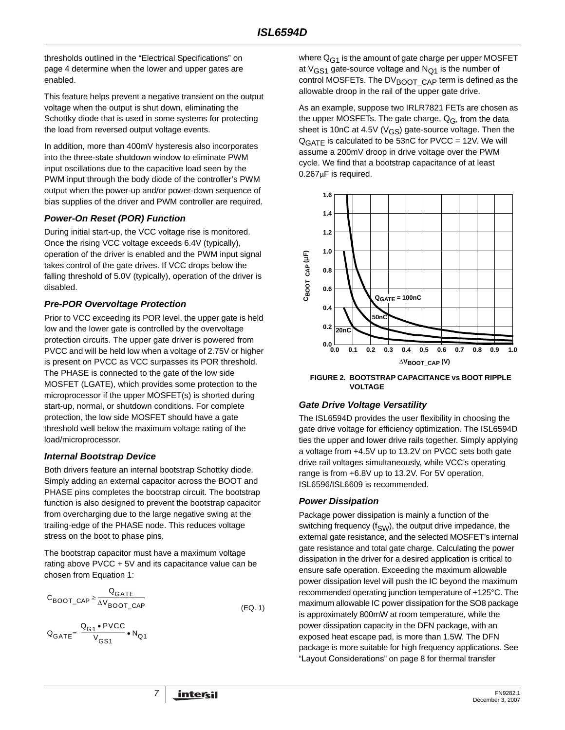thresholds outlined in the “Electrical Specifications” on page 4 determine when the lower and upper gates are enabled.

This feature helps prevent a negative transient on the output voltage when the output is shut down, eliminating the Schottky diode that is used in some systems for protecting the load from reversed output voltage events.

In addition, more than 400mV hysteresis also incorporates into the three-state shutdown window to eliminate PWM input oscillations due to the capacitive load seen by the PWM input through the body diode of the controller’s PWM output when the power-up and/or power-down sequence of bias supplies of the driver and PWM controller are required.

### *Power-On Reset (POR) Function*

During initial start-up, the VCC voltage rise is monitored. Once the rising VCC voltage exceeds 6.4V (typically), operation of the driver is enabled and the PWM input signal takes control of the gate drives. If VCC drops below the falling threshold of 5.0V (typically), operation of the driver is disabled.

### *Pre-POR Overvoltage Protection*

Prior to VCC exceeding its POR level, the upper gate is held low and the lower gate is controlled by the overvoltage protection circuits. The upper gate driver is powered from PVCC and will be held low when a voltage of 2.75V or higher is present on PVCC as VCC surpasses its POR threshold. The PHASE is connected to the gate of the low side MOSFET (LGATE), which provides some protection to the microprocessor if the upper MOSFET(s) is shorted during start-up, normal, or shutdown conditions. For complete protection, the low side MOSFET should have a gate threshold well below the maximum voltage rating of the load/microprocessor.

### *Internal Bootstrap Device*

Both drivers feature an internal bootstrap Schottky diode. Simply adding an external capacitor across the BOOT and PHASE pins completes the bootstrap circuit. The bootstrap function is also designed to prevent the bootstrap capacitor from overcharging due to the large negative swing at the trailing-edge of the PHASE node. This reduces voltage stress on the boot to phase pins.

The bootstrap capacitor must have a maximum voltage rating above PVCC + 5V and its capacitance value can be chosen from Equation 1:

$$C_{BOOT\_CAP} \geq \frac{Q_{GATE}}{\Delta V_{BOOT\_CAP}} \qquad \text{(EQ. 1)}$$

$$Q_{GATE} = \frac{Q_{G1} \bullet PVCC}{V_{GS1}} \bullet N_{Q1}$$

where $Q_{G1}$ is the amount of gate charge per upper MOSFET at $V_{GS1}$ gate-source voltage and $N_{Q1}$ is the number of control MOSFETs. The $DV_{BOOT\_CAP}$ term is defined as the allowable droop in the rail of the upper gate drive.

As an example, suppose two IRLR7821 FETs are chosen as the upper MOSFETs. The gate charge, $Q_G$, from the data sheet is 10nC at 4.5V ($V_{GS}$) gate-source voltage. Then the $Q_{GATE}$ is calculated to be 53nC for PVCC = 12V. We will assume a 200mV droop in drive voltage over the PWM cycle. We find that a bootstrap capacitance of at least 0.267µF is required.

**FIGURE 2. BOOTSTRAP CAPACITANCE vs BOOT RIPPLE VOLTAGE**

### *Gate Drive Voltage Versatility*

The ISL6594D provides the user flexibility in choosing the gate drive voltage for efficiency optimization. The ISL6594D ties the upper and lower drive rails together. Simply applying a voltage from +4.5V up to 13.2V on PVCC sets both gate drive rail voltages simultaneously, while VCC’s operating range is from +6.8V up to 13.2V. For 5V operation, ISL6596/ISL6609 is recommended.

### *Power Dissipation*

Package power dissipation is mainly a function of the switching frequency ($f_{SW}$), the output drive impedance, the external gate resistance, and the selected MOSFET’s internal gate resistance and total gate charge. Calculating the power dissipation in the driver for a desired application is critical to ensure safe operation. Exceeding the maximum allowable power dissipation level will push the IC beyond the maximum recommended operating junction temperature of +125°C. The maximum allowable IC power dissipation for the SO8 package is approximately 800mW at room temperature, while the power dissipation capacity in the DFN package, with an exposed heat escape pad, is more than 1.5W. The DFN package is more suitable for high frequency applications. See “Layout Considerations” on page 8 for thermal transfer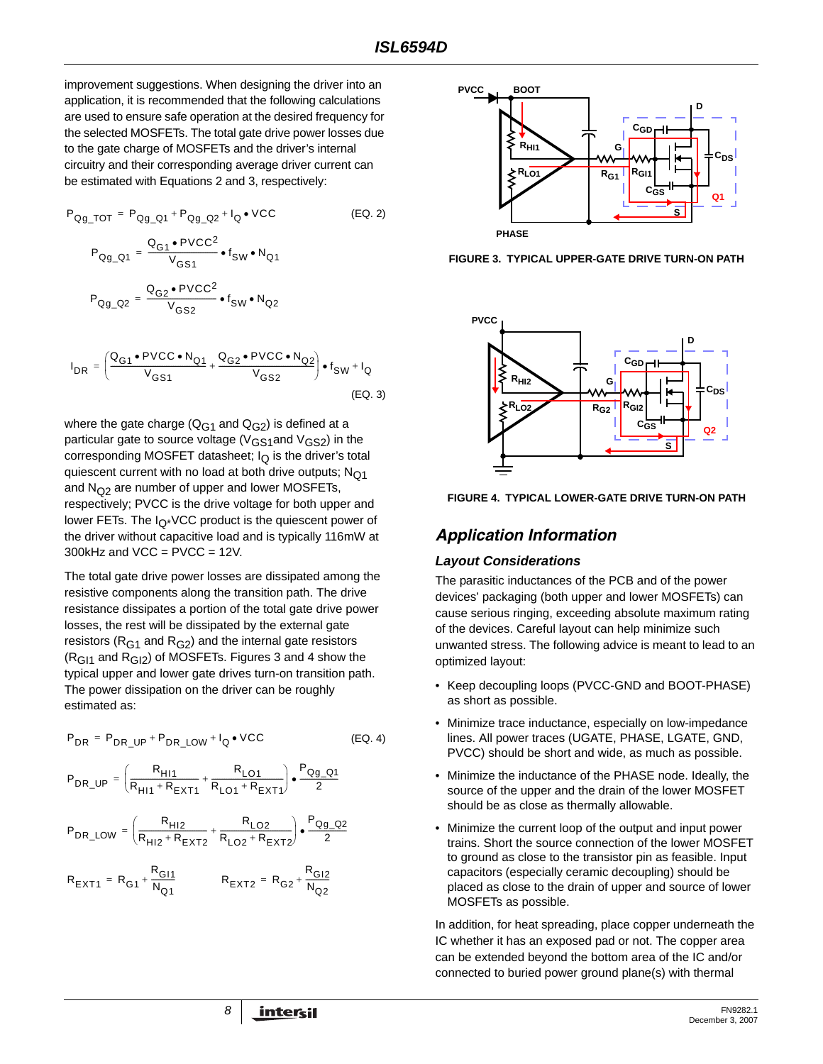improvement suggestions. When designing the driver into an application, it is recommended that the following calculations are used to ensure safe operation at the desired frequency for the selected MOSFETs. The total gate drive power losses due to the gate charge of MOSFETs and the driver's internal circuitry and their corresponding average driver current can be estimated with Equations 2 and 3, respectively:

$$P_{Qg\_TOT} = P_{Qg\_Q1} + P_{Qg\_Q2} + I_Q \bullet VCC \quad \text{(EQ. 2)}$$

$$P_{Qg\_Q1} = \frac{Q_{G1} \bullet PVCC^2}{V_{GS1}} \bullet f_{SW} \bullet N_{Q1}$$

$$P_{Qg\_Q2} = \frac{Q_{G2} \bullet PVCC^2}{V_{GS2}} \bullet f_{SW} \bullet N_{Q2}$$

$$I_{DR} = \left(\frac{Q_{G1} \bullet PVCC \bullet N_{Q1}}{V_{GS1}} + \frac{Q_{G2} \bullet PVCC \bullet N_{Q2}}{V_{GS2}}\right) \bullet f_{SW} + I_Q \quad \text{(EQ. 3)}$$

where the gate charge ($Q_{G1}$ and $Q_{G2}$) is defined at a particular gate to source voltage ($V_{GS1}$ and $V_{GS2}$) in the corresponding MOSFET datasheet; $I_Q$ is the driver's total quiescent current with no load at both drive outputs; $N_{Q1}$ and $N_{Q2}$ are number of upper and lower MOSFETs, respectively; PVCC is the drive voltage for both upper and lower FETs. The $I_Q$*VCC product is the quiescent power of the driver without capacitive load and is typically 116mW at 300kHz and VCC = PVCC = 12V.

The total gate drive power losses are dissipated among the resistive components along the transition path. The drive resistance dissipates a portion of the total gate drive power losses, the rest will be dissipated by the external gate resistors ($R_{G1}$ and $R_{G2}$) and the internal gate resistors ($R_{GI1}$ and $R_{GI2}$) of MOSFETs. Figures 3 and 4 show the typical upper and lower gate drives turn-on transition path. The power dissipation on the driver can be roughly estimated as:

$$P_{DR} = P_{DR\_UP} + P_{DR\_LOW} + I_Q \bullet VCC \quad \text{(EQ. 4)}$$

$$P_{DR\_UP} = \left(\frac{R_{HI1}}{R_{HI1} + R_{EXT1}} + \frac{R_{LO1}}{R_{LO1} + R_{EXT1}}\right) \bullet \frac{P_{Qg\_Q1}}{2}$$

$$P_{DR\_LOW} = \left(\frac{R_{HI2}}{R_{HI2} + R_{EXT2}} + \frac{R_{LO2}}{R_{LO2} + R_{EXT2}}\right) \bullet \frac{P_{Qg\_Q2}}{2}$$

$$R_{EXT1} = R_{G1} + \frac{R_{GI1}}{N_{Q1}} \qquad R_{EXT2} = R_{G2} + \frac{R_{GI2}}{N_{Q2}}$$

FIGURE 3. TYPICAL UPPER-GATE DRIVE TURN-ON PATH

FIGURE 4. TYPICAL LOWER-GATE DRIVE TURN-ON PATH

## Application Information

### Layout Considerations

The parasitic inductances of the PCB and of the power devices' packaging (both upper and lower MOSFETs) can cause serious ringing, exceeding absolute maximum rating of the devices. Careful layout can help minimize such unwanted stress. The following advice is meant to lead to an optimized layout:

- Keep decoupling loops (PVCC-GND and BOOT-PHASE) as short as possible.
- Minimize trace inductance, especially on low-impedance lines. All power traces (UGATE, PHASE, LGATE, GND, PVCC) should be short and wide, as much as possible.
- Minimize the inductance of the PHASE node. Ideally, the source of the upper and the drain of the lower MOSFET should be as close as thermally allowable.
- Minimize the current loop of the output and input power trains. Short the source connection of the lower MOSFET to ground as close to the transistor pin as feasible. Input capacitors (especially ceramic decoupling) should be placed as close to the drain of upper and source of lower MOSFETs as possible.

In addition, for heat spreading, place copper underneath the IC whether it has an exposed pad or not. The copper area can be extended beyond the bottom area of the IC and/or connected to buried power ground plane(s) with thermal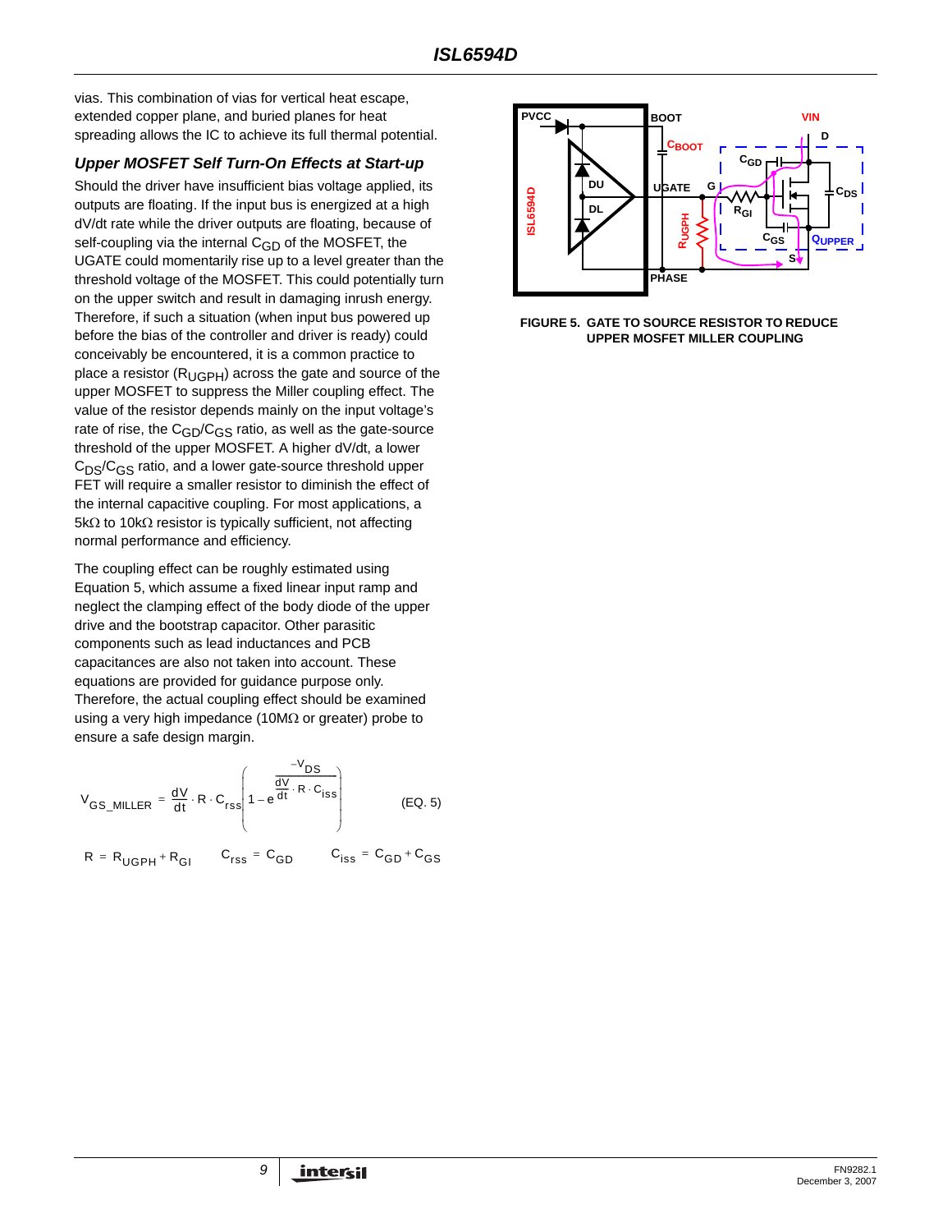vias. This combination of vias for vertical heat escape, extended copper plane, and buried planes for heat spreading allows the IC to achieve its full thermal potential.

### *Upper MOSFET Self Turn-On Effects at Start-up*

Should the driver have insufficient bias voltage applied, its outputs are floating. If the input bus is energized at a high dV/dt rate while the driver outputs are floating, because of self-coupling via the internal $C_{GD}$ of the MOSFET, the UGATE could momentarily rise up to a level greater than the threshold voltage of the MOSFET. This could potentially turn on the upper switch and result in damaging inrush energy. Therefore, if such a situation (when input bus powered up before the bias of the controller and driver is ready) could conceivably be encountered, it is a common practice to place a resistor ($R_{UGPH}$) across the gate and source of the upper MOSFET to suppress the Miller coupling effect. The value of the resistor depends mainly on the input voltage's rate of rise, the $C_{GD}/C_{GS}$ ratio, as well as the gate-source threshold of the upper MOSFET. A higher dV/dt, a lower $C_{DS}/C_{GS}$ ratio, and a lower gate-source threshold upper FET will require a smaller resistor to diminish the effect of the internal capacitive coupling. For most applications, a 5kΩ to 10kΩ resistor is typically sufficient, not affecting normal performance and efficiency.

The coupling effect can be roughly estimated using Equation 5, which assume a fixed linear input ramp and neglect the clamping effect of the body diode of the upper drive and the bootstrap capacitor. Other parasitic components such as lead inductances and PCB capacitances are also not taken into account. These equations are provided for guidance purpose only. Therefore, the actual coupling effect should be examined using a very high impedance (10MΩ or greater) probe to ensure a safe design margin.

$$V_{GS\_MILLER} = \frac{dV}{dt} \cdot R \cdot C_{rss}\left(1 - e^{\frac{-V_{DS}}{\frac{dV}{dt} \cdot R \cdot C_{iss}}}\right) \qquad \text{(EQ. 5)}$$

$$R = R_{UGPH} + R_{GI} \qquad C_{rss} = C_{GD} \qquad C_{iss} = C_{GD} + C_{GS}$$

**FIGURE 5. GATE TO SOURCE RESISTOR TO REDUCE UPPER MOSFET MILLER COUPLING**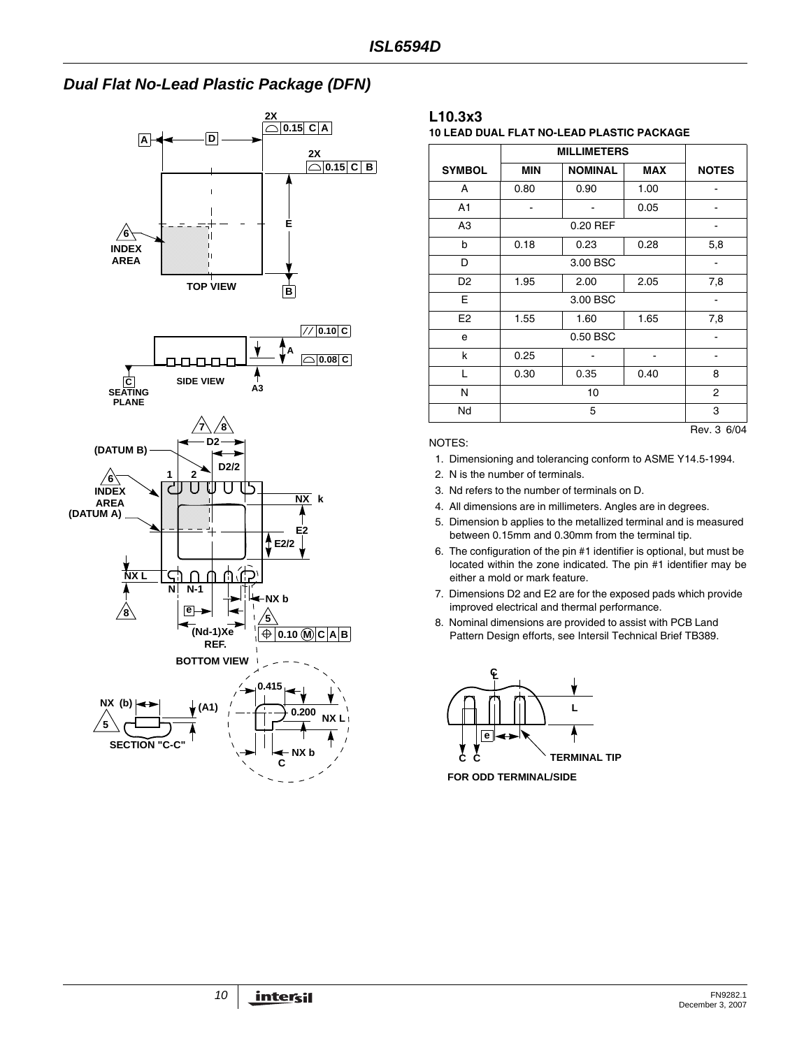## Dual Flat No-Lead Plastic Package (DFN)

### L10.3x3

**10 LEAD DUAL FLAT NO-LEAD PLASTIC PACKAGE**

| SYMBOL | MILLIMETERS MIN | NOMINAL | MAX | NOTES |
|---|---|---|---|---|
| A | 0.80 | 0.90 | 1.00 | - |
| A1 | - | - | 0.05 | - |
| A3 | | 0.20 REF | | - |
| b | 0.18 | 0.23 | 0.28 | 5,8 |
| D | | 3.00 BSC | | - |
| D2 | 1.95 | 2.00 | 2.05 | 7,8 |
| E | | 3.00 BSC | | - |
| E2 | 1.55 | 1.60 | 1.65 | 7,8 |
| e | | 0.50 BSC | | - |
| k | 0.25 | - | - | - |
| L | 0.30 | 0.35 | 0.40 | 8 |
| N | | 10 | | 2 |
| Nd | | 5 | | 3 |

Rev. 3 6/04

NOTES:

1. Dimensioning and tolerancing conform to ASME Y14.5-1994.
2. N is the number of terminals.
3. Nd refers to the number of terminals on D.
4. All dimensions are in millimeters. Angles are in degrees.
5. Dimension b applies to the metallized terminal and is measured between 0.15mm and 0.30mm from the terminal tip.
6. The configuration of the pin #1 identifier is optional, but must be located within the zone indicated. The pin #1 identifier may be either a mold or mark feature.
7. Dimensions D2 and E2 are for the exposed pads which provide improved electrical and thermal performance.
8. Nominal dimensions are provided to assist with PCB Land Pattern Design efforts, see Intersil Technical Brief TB389.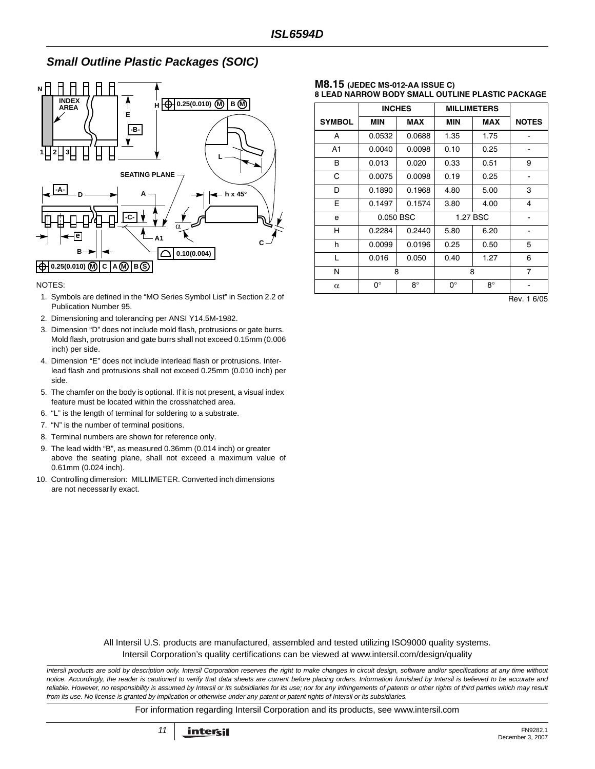## Small Outline Plastic Packages (SOIC)

N

INDEX AREA

E

-B-

H

0.25(0.010) M B M

1 2 3

L

SEATING PLANE

-A-

D

A

h x 45°

-C-

α

A1

e

B

C

0.10(0.004)

0.25(0.010) M C A M B S

NOTES:

1. Symbols are defined in the “MO Series Symbol List” in Section 2.2 of Publication Number 95.
2. Dimensioning and tolerancing per ANSI Y14.5M-1982.
3. Dimension “D” does not include mold flash, protrusions or gate burrs. Mold flash, protrusion and gate burrs shall not exceed 0.15mm (0.006 inch) per side.
4. Dimension “E” does not include interlead flash or protrusions. Interlead flash and protrusions shall not exceed 0.25mm (0.010 inch) per side.
5. The chamfer on the body is optional. If it is not present, a visual index feature must be located within the crosshatched area.
6. “L” is the length of terminal for soldering to a substrate.
7. “N” is the number of terminal positions.
8. Terminal numbers are shown for reference only.
9. The lead width “B”, as measured 0.36mm (0.014 inch) or greater above the seating plane, shall not exceed a maximum value of 0.61mm (0.024 inch).
10. Controlling dimension: MILLIMETER. Converted inch dimensions are not necessarily exact.

### M8.15 (JEDEC MS-012-AA ISSUE C)
**8 LEAD NARROW BODY SMALL OUTLINE PLASTIC PACKAGE**

| SYMBOL | INCHES | | MILLIMETERS | | NOTES |
|---|---|---|---|---|---|
| | MIN | MAX | MIN | MAX | |
| A | 0.0532 | 0.0688 | 1.35 | 1.75 | - |
| A1 | 0.0040 | 0.0098 | 0.10 | 0.25 | - |
| B | 0.013 | 0.020 | 0.33 | 0.51 | 9 |
| C | 0.0075 | 0.0098 | 0.19 | 0.25 | - |
| D | 0.1890 | 0.1968 | 4.80 | 5.00 | 3 |
| E | 0.1497 | 0.1574 | 3.80 | 4.00 | 4 |
| e | 0.050 BSC | | 1.27 BSC | | - |
| H | 0.2284 | 0.2440 | 5.80 | 6.20 | - |
| h | 0.0099 | 0.0196 | 0.25 | 0.50 | 5 |
| L | 0.016 | 0.050 | 0.40 | 1.27 | 6 |
| N | 8 | | 8 | | 7 |
| α | 0° | 8° | 0° | 8° | - |

Rev. 1 6/05

All Intersil U.S. products are manufactured, assembled and tested utilizing ISO9000 quality systems.
Intersil Corporation’s quality certifications can be viewed at www.intersil.com/design/quality

*Intersil products are sold by description only. Intersil Corporation reserves the right to make changes in circuit design, software and/or specifications at any time without notice. Accordingly, the reader is cautioned to verify that data sheets are current before placing orders. Information furnished by Intersil is believed to be accurate and reliable. However, no responsibility is assumed by Intersil or its subsidiaries for its use; nor for any infringements of patents or other rights of third parties which may result from its use. No license is granted by implication or otherwise under any patent or patent rights of Intersil or its subsidiaries.*

For information regarding Intersil Corporation and its products, see www.intersil.com